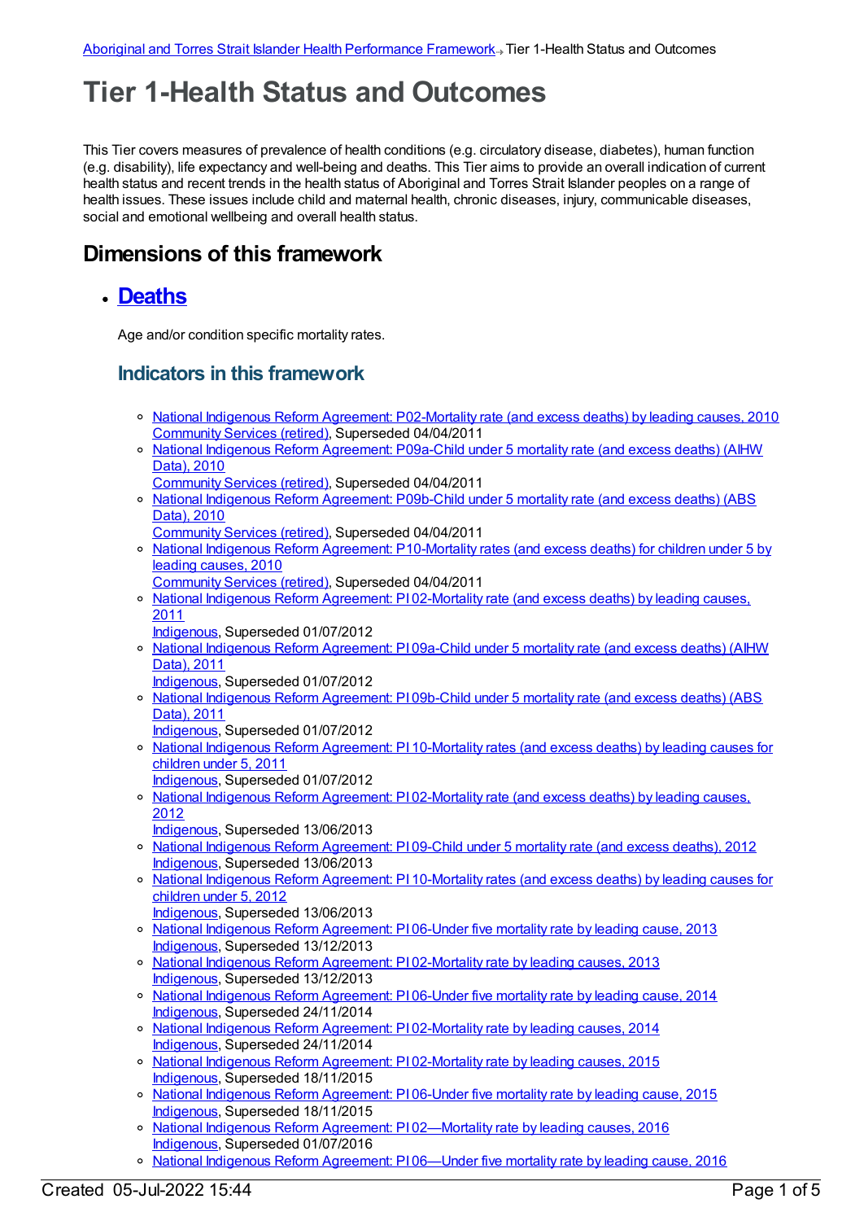Aboriginal and Torres Strait Islander Health Performance Framework→ Tier 1-Health Status and Outcomes

# Tier 1-Health Status and Outcomes

This Tier covers measures of prevalence of health conditions (e.g. circulatory disease, diabetes), human function (e.g. disability), life expectancy and well-being and deaths. This Tier aims to provide an overall indication of current health status and recent trends in the health status of Aboriginal and Torres Strait Islander peoples on a range of health issues. These issues include child and maternal health, chronic diseases, injury, communicable diseases, social and emotional wellbeing and overall health status.

## Dimensions of this framework

- ## Deaths

  Age and/or condition specific mortality rates.

  ### Indicators in this framework

  - National Indigenous Reform Agreement: P02-Mortality rate (and excess deaths) by leading causes, 2010
    Community Services (retired), Superseded 04/04/2011
  - National Indigenous Reform Agreement: P09a-Child under 5 mortality rate (and excess deaths) (AIHW Data), 2010
    Community Services (retired), Superseded 04/04/2011
  - National Indigenous Reform Agreement: P09b-Child under 5 mortality rate (and excess deaths) (ABS Data), 2010
    Community Services (retired), Superseded 04/04/2011
  - National Indigenous Reform Agreement: P10-Mortality rates (and excess deaths) for children under 5 by leading causes, 2010
    Community Services (retired), Superseded 04/04/2011
  - National Indigenous Reform Agreement: PI 02-Mortality rate (and excess deaths) by leading causes, 2011
    Indigenous, Superseded 01/07/2012
  - National Indigenous Reform Agreement: PI 09a-Child under 5 mortality rate (and excess deaths) (AIHW Data), 2011
    Indigenous, Superseded 01/07/2012
  - National Indigenous Reform Agreement: PI 09b-Child under 5 mortality rate (and excess deaths) (ABS Data), 2011
    Indigenous, Superseded 01/07/2012
  - National Indigenous Reform Agreement: PI 10-Mortality rates (and excess deaths) by leading causes for children under 5, 2011
    Indigenous, Superseded 01/07/2012
  - National Indigenous Reform Agreement: PI 02-Mortality rate (and excess deaths) by leading causes, 2012
    Indigenous, Superseded 13/06/2013
  - National Indigenous Reform Agreement: PI 09-Child under 5 mortality rate (and excess deaths), 2012
    Indigenous, Superseded 13/06/2013
  - National Indigenous Reform Agreement: PI 10-Mortality rates (and excess deaths) by leading causes for children under 5, 2012
    Indigenous, Superseded 13/06/2013
  - National Indigenous Reform Agreement: PI 06-Under five mortality rate by leading cause, 2013
    Indigenous, Superseded 13/12/2013
  - National Indigenous Reform Agreement: PI 02-Mortality rate by leading causes, 2013
    Indigenous, Superseded 13/12/2013
  - National Indigenous Reform Agreement: PI 06-Under five mortality rate by leading cause, 2014
    Indigenous, Superseded 24/11/2014
  - National Indigenous Reform Agreement: PI 02-Mortality rate by leading causes, 2014
    Indigenous, Superseded 24/11/2014
  - National Indigenous Reform Agreement: PI 02-Mortality rate by leading causes, 2015
    Indigenous, Superseded 18/11/2015
  - National Indigenous Reform Agreement: PI 06-Under five mortality rate by leading cause, 2015
    Indigenous, Superseded 18/11/2015
  - National Indigenous Reform Agreement: PI 02—Mortality rate by leading causes, 2016
    Indigenous, Superseded 01/07/2016
  - National Indigenous Reform Agreement: PI 06—Under five mortality rate by leading cause, 2016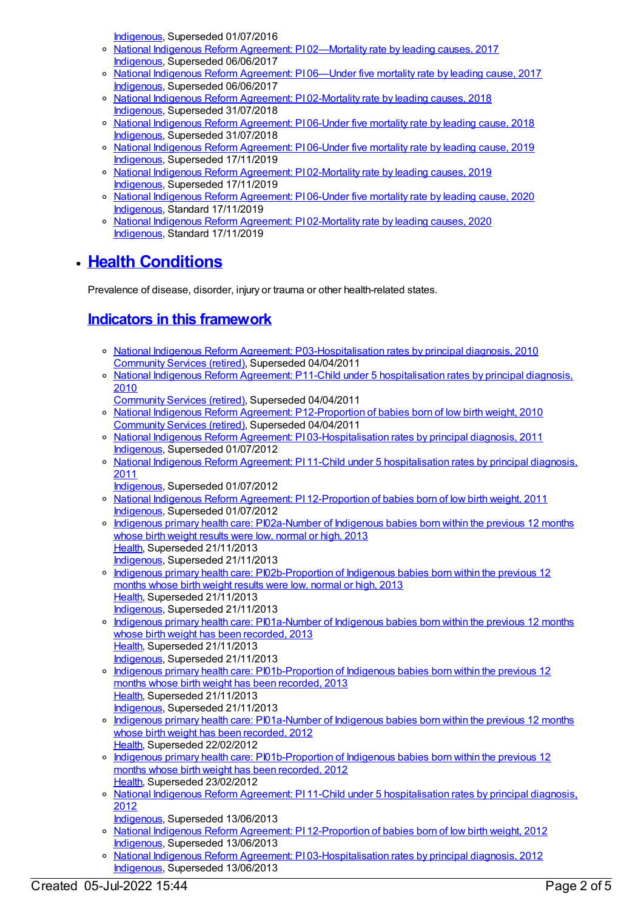[Indigenous](#), Superseded 01/07/2016

- [National Indigenous Reform Agreement: PI 02—Mortality rate by leading causes, 2017](#)
  [Indigenous](#), Superseded 06/06/2017
- [National Indigenous Reform Agreement: PI 06—Under five mortality rate by leading cause, 2017](#)
  [Indigenous](#), Superseded 06/06/2017
- [National Indigenous Reform Agreement: PI 02-Mortality rate by leading causes, 2018](#)
  [Indigenous](#), Superseded 31/07/2018
- [National Indigenous Reform Agreement: PI 06-Under five mortality rate by leading cause, 2018](#)
  [Indigenous](#), Superseded 31/07/2018
- [National Indigenous Reform Agreement: PI 06-Under five mortality rate by leading cause, 2019](#)
  [Indigenous](#), Superseded 17/11/2019
- [National Indigenous Reform Agreement: PI 02-Mortality rate by leading causes, 2019](#)
  [Indigenous](#), Superseded 17/11/2019
- [National Indigenous Reform Agreement: PI 06-Under five mortality rate by leading cause, 2020](#)
  [Indigenous](#), Standard 17/11/2019
- [National Indigenous Reform Agreement: PI 02-Mortality rate by leading causes, 2020](#)
  [Indigenous](#), Standard 17/11/2019

## [Health Conditions](#)

Prevalence of disease, disorder, injury or trauma or other health-related states.

### [Indicators in this framework](#)

- [National Indigenous Reform Agreement: P03-Hospitalisation rates by principal diagnosis, 2010](#)
  [Community Services (retired)](#), Superseded 04/04/2011
- [National Indigenous Reform Agreement: P11-Child under 5 hospitalisation rates by principal diagnosis, 2010](#)
  [Community Services (retired)](#), Superseded 04/04/2011
- [National Indigenous Reform Agreement: P12-Proportion of babies born of low birth weight, 2010](#)
  [Community Services (retired)](#), Superseded 04/04/2011
- [National Indigenous Reform Agreement: PI 03-Hospitalisation rates by principal diagnosis, 2011](#)
  [Indigenous](#), Superseded 01/07/2012
- [National Indigenous Reform Agreement: PI 11-Child under 5 hospitalisation rates by principal diagnosis, 2011](#)
  [Indigenous](#), Superseded 01/07/2012
- [National Indigenous Reform Agreement: PI 12-Proportion of babies born of low birth weight, 2011](#)
  [Indigenous](#), Superseded 01/07/2012
- [Indigenous primary health care: PI02a-Number of Indigenous babies born within the previous 12 months whose birth weight results were low, normal or high, 2013](#)
  [Health](#), Superseded 21/11/2013
  [Indigenous](#), Superseded 21/11/2013
- [Indigenous primary health care: PI02b-Proportion of Indigenous babies born within the previous 12 months whose birth weight results were low, normal or high, 2013](#)
  [Health](#), Superseded 21/11/2013
  [Indigenous](#), Superseded 21/11/2013
- [Indigenous primary health care: PI01a-Number of Indigenous babies born within the previous 12 months whose birth weight has been recorded, 2013](#)
  [Health](#), Superseded 21/11/2013
  [Indigenous](#), Superseded 21/11/2013
- [Indigenous primary health care: PI01b-Proportion of Indigenous babies born within the previous 12 months whose birth weight has been recorded, 2013](#)
  [Health](#), Superseded 21/11/2013
  [Indigenous](#), Superseded 21/11/2013
- [Indigenous primary health care: PI01a-Number of Indigenous babies born within the previous 12 months whose birth weight has been recorded, 2012](#)
  [Health](#), Superseded 22/02/2012
- [Indigenous primary health care: PI01b-Proportion of Indigenous babies born within the previous 12 months whose birth weight has been recorded, 2012](#)
  [Health](#), Superseded 23/02/2012
- [National Indigenous Reform Agreement: PI 11-Child under 5 hospitalisation rates by principal diagnosis, 2012](#)
  [Indigenous](#), Superseded 13/06/2013
- [National Indigenous Reform Agreement: PI 12-Proportion of babies born of low birth weight, 2012](#)
  [Indigenous](#), Superseded 13/06/2013
- [National Indigenous Reform Agreement: PI 03-Hospitalisation rates by principal diagnosis, 2012](#)
  [Indigenous](#), Superseded 13/06/2013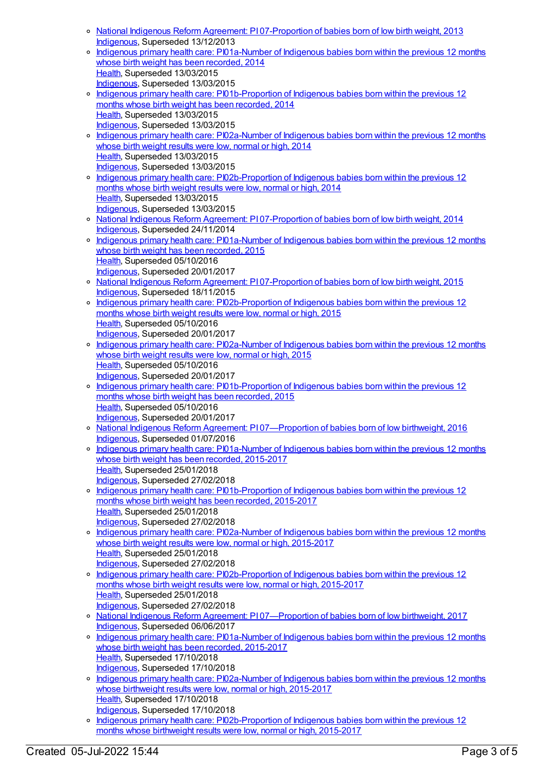- National Indigenous Reform Agreement: PI 07-Proportion of babies born of low birth weight, 2013
  Indigenous, Superseded 13/12/2013
- Indigenous primary health care: PI01a-Number of Indigenous babies born within the previous 12 months whose birth weight has been recorded, 2014
  Health, Superseded 13/03/2015
  Indigenous, Superseded 13/03/2015
- Indigenous primary health care: PI01b-Proportion of Indigenous babies born within the previous 12 months whose birth weight has been recorded, 2014
  Health, Superseded 13/03/2015
  Indigenous, Superseded 13/03/2015
- Indigenous primary health care: PI02a-Number of Indigenous babies born within the previous 12 months whose birth weight results were low, normal or high, 2014
  Health, Superseded 13/03/2015
  Indigenous, Superseded 13/03/2015
- Indigenous primary health care: PI02b-Proportion of Indigenous babies born within the previous 12 months whose birth weight results were low, normal or high, 2014
  Health, Superseded 13/03/2015
  Indigenous, Superseded 13/03/2015
- National Indigenous Reform Agreement: PI 07-Proportion of babies born of low birth weight, 2014
  Indigenous, Superseded 24/11/2014
- Indigenous primary health care: PI01a-Number of Indigenous babies born within the previous 12 months whose birth weight has been recorded, 2015
  Health, Superseded 05/10/2016
  Indigenous, Superseded 20/01/2017
- National Indigenous Reform Agreement: PI 07-Proportion of babies born of low birth weight, 2015
  Indigenous, Superseded 18/11/2015
- Indigenous primary health care: PI02b-Proportion of Indigenous babies born within the previous 12 months whose birth weight results were low, normal or high, 2015
  Health, Superseded 05/10/2016
  Indigenous, Superseded 20/01/2017
- Indigenous primary health care: PI02a-Number of Indigenous babies born within the previous 12 months whose birth weight results were low, normal or high, 2015
  Health, Superseded 05/10/2016
  Indigenous, Superseded 20/01/2017
- Indigenous primary health care: PI01b-Proportion of Indigenous babies born within the previous 12 months whose birth weight has been recorded, 2015
  Health, Superseded 05/10/2016
  Indigenous, Superseded 20/01/2017
- National Indigenous Reform Agreement: PI 07—Proportion of babies born of low birthweight, 2016
  Indigenous, Superseded 01/07/2016
- Indigenous primary health care: PI01a-Number of Indigenous babies born within the previous 12 months whose birth weight has been recorded, 2015-2017
  Health, Superseded 25/01/2018
  Indigenous, Superseded 27/02/2018
- Indigenous primary health care: PI01b-Proportion of Indigenous babies born within the previous 12 months whose birth weight has been recorded, 2015-2017
  Health, Superseded 25/01/2018
  Indigenous, Superseded 27/02/2018
- Indigenous primary health care: PI02a-Number of Indigenous babies born within the previous 12 months whose birth weight results were low, normal or high, 2015-2017
  Health, Superseded 25/01/2018
  Indigenous, Superseded 27/02/2018
- Indigenous primary health care: PI02b-Proportion of Indigenous babies born within the previous 12 months whose birth weight results were low, normal or high, 2015-2017
  Health, Superseded 25/01/2018
  Indigenous, Superseded 27/02/2018
- National Indigenous Reform Agreement: PI 07—Proportion of babies born of low birthweight, 2017
  Indigenous, Superseded 06/06/2017
- Indigenous primary health care: PI01a-Number of Indigenous babies born within the previous 12 months whose birth weight has been recorded, 2015-2017
  Health, Superseded 17/10/2018
  Indigenous, Superseded 17/10/2018
- Indigenous primary health care: PI02a-Number of Indigenous babies born within the previous 12 months whose birthweight results were low, normal or high, 2015-2017
  Health, Superseded 17/10/2018
  Indigenous, Superseded 17/10/2018
- Indigenous primary health care: PI02b-Proportion of Indigenous babies born within the previous 12 months whose birthweight results were low, normal or high, 2015-2017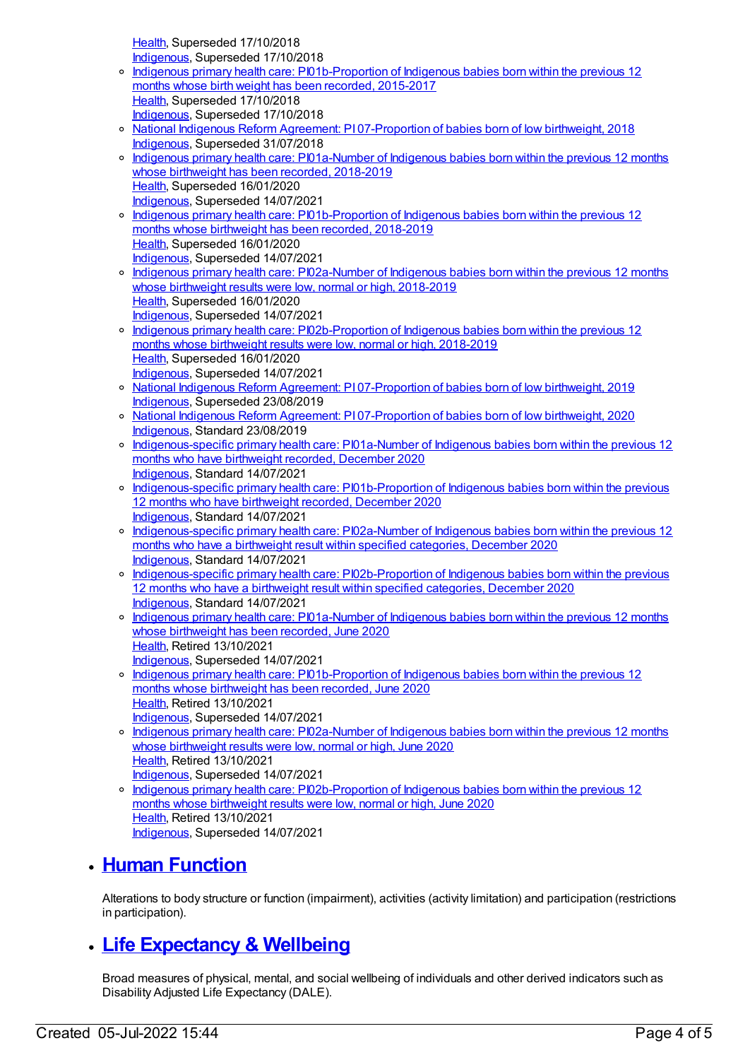Health, Superseded 17/10/2018
Indigenous, Superseded 17/10/2018
    - Indigenous primary health care: PI01b-Proportion of Indigenous babies born within the previous 12 months whose birth weight has been recorded, 2015-2017
      Health, Superseded 17/10/2018
      Indigenous, Superseded 17/10/2018
    - National Indigenous Reform Agreement: PI 07-Proportion of babies born of low birthweight, 2018
      Indigenous, Superseded 31/07/2018
    - Indigenous primary health care: PI01a-Number of Indigenous babies born within the previous 12 months whose birthweight has been recorded, 2018-2019
      Health, Superseded 16/01/2020
      Indigenous, Superseded 14/07/2021
    - Indigenous primary health care: PI01b-Proportion of Indigenous babies born within the previous 12 months whose birthweight has been recorded, 2018-2019
      Health, Superseded 16/01/2020
      Indigenous, Superseded 14/07/2021
    - Indigenous primary health care: PI02a-Number of Indigenous babies born within the previous 12 months whose birthweight results were low, normal or high, 2018-2019
      Health, Superseded 16/01/2020
      Indigenous, Superseded 14/07/2021
    - Indigenous primary health care: PI02b-Proportion of Indigenous babies born within the previous 12 months whose birthweight results were low, normal or high, 2018-2019
      Health, Superseded 16/01/2020
      Indigenous, Superseded 14/07/2021
    - National Indigenous Reform Agreement: PI 07-Proportion of babies born of low birthweight, 2019
      Indigenous, Superseded 23/08/2019
    - National Indigenous Reform Agreement: PI 07-Proportion of babies born of low birthweight, 2020
      Indigenous, Standard 23/08/2019
    - Indigenous-specific primary health care: PI01a-Number of Indigenous babies born within the previous 12 months who have birthweight recorded, December 2020
      Indigenous, Standard 14/07/2021
    - Indigenous-specific primary health care: PI01b-Proportion of Indigenous babies born within the previous 12 months who have birthweight recorded, December 2020
      Indigenous, Standard 14/07/2021
    - Indigenous-specific primary health care: PI02a-Number of Indigenous babies born within the previous 12 months who have a birthweight result within specified categories, December 2020
      Indigenous, Standard 14/07/2021
    - Indigenous-specific primary health care: PI02b-Proportion of Indigenous babies born within the previous 12 months who have a birthweight result within specified categories, December 2020
      Indigenous, Standard 14/07/2021
    - Indigenous primary health care: PI01a-Number of Indigenous babies born within the previous 12 months whose birthweight has been recorded, June 2020
      Health, Retired 13/10/2021
      Indigenous, Superseded 14/07/2021
    - Indigenous primary health care: PI01b-Proportion of Indigenous babies born within the previous 12 months whose birthweight has been recorded, June 2020
      Health, Retired 13/10/2021
      Indigenous, Superseded 14/07/2021
    - Indigenous primary health care: PI02a-Number of Indigenous babies born within the previous 12 months whose birthweight results were low, normal or high, June 2020
      Health, Retired 13/10/2021
      Indigenous, Superseded 14/07/2021
    - Indigenous primary health care: PI02b-Proportion of Indigenous babies born within the previous 12 months whose birthweight results were low, normal or high, June 2020
      Health, Retired 13/10/2021
      Indigenous, Superseded 14/07/2021

- ## Human Function

  Alterations to body structure or function (impairment), activities (activity limitation) and participation (restrictions in participation).

- ## Life Expectancy & Wellbeing

  Broad measures of physical, mental, and social wellbeing of individuals and other derived indicators such as Disability Adjusted Life Expectancy (DALE).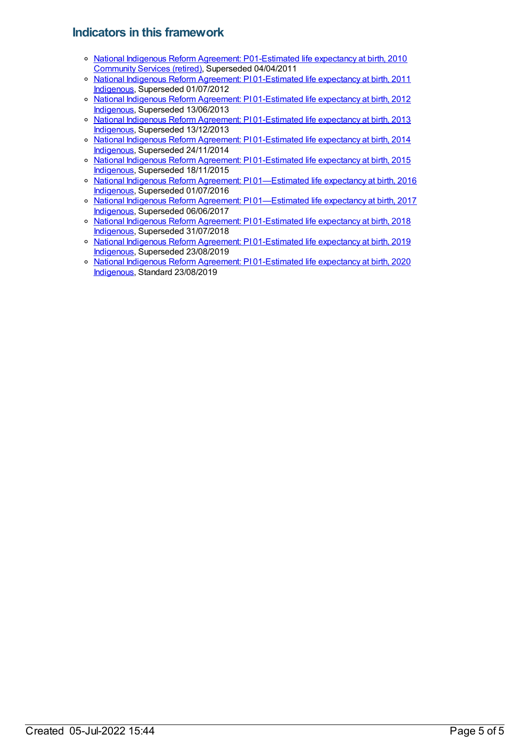### Indicators in this framework

- National Indigenous Reform Agreement: P01-Estimated life expectancy at birth, 2010 Community Services (retired), Superseded 04/04/2011
- National Indigenous Reform Agreement: PI 01-Estimated life expectancy at birth, 2011 Indigenous, Superseded 01/07/2012
- National Indigenous Reform Agreement: PI 01-Estimated life expectancy at birth, 2012 Indigenous, Superseded 13/06/2013
- National Indigenous Reform Agreement: PI 01-Estimated life expectancy at birth, 2013 Indigenous, Superseded 13/12/2013
- National Indigenous Reform Agreement: PI 01-Estimated life expectancy at birth, 2014 Indigenous, Superseded 24/11/2014
- National Indigenous Reform Agreement: PI 01-Estimated life expectancy at birth, 2015 Indigenous, Superseded 18/11/2015
- National Indigenous Reform Agreement: PI 01—Estimated life expectancy at birth, 2016 Indigenous, Superseded 01/07/2016
- National Indigenous Reform Agreement: PI 01—Estimated life expectancy at birth, 2017 Indigenous, Superseded 06/06/2017
- National Indigenous Reform Agreement: PI 01-Estimated life expectancy at birth, 2018 Indigenous, Superseded 31/07/2018
- National Indigenous Reform Agreement: PI 01-Estimated life expectancy at birth, 2019 Indigenous, Superseded 23/08/2019
- National Indigenous Reform Agreement: PI 01-Estimated life expectancy at birth, 2020 Indigenous, Standard 23/08/2019